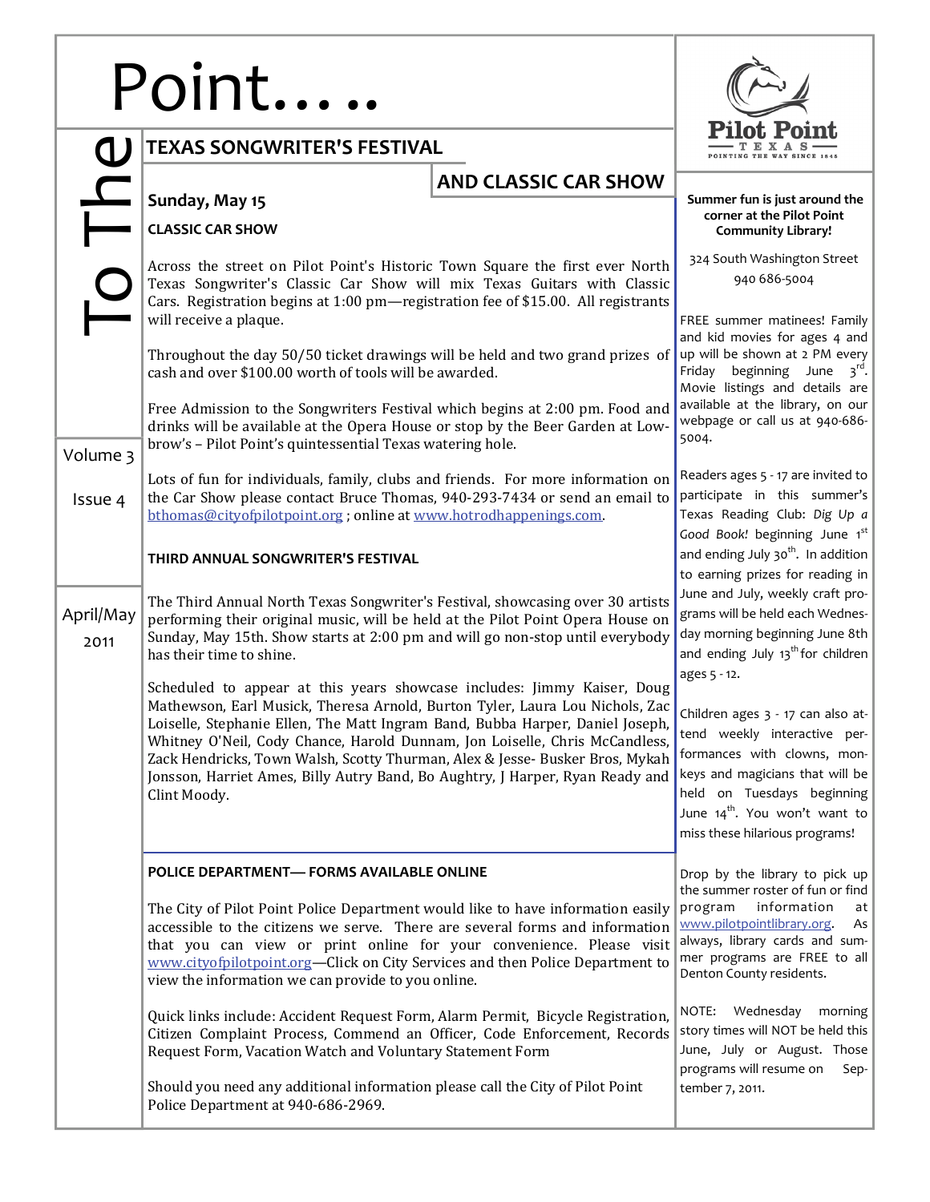# To The Point.....

Volume 3

Issue 4

April/May 2011

## TEXAS SONGWRITER'S FESTIVAL AND CLASSIC CAR SHOW

**Sunday, May 15**

**CLASSIC CAR SHOW**

Across the street on Pilot Point's Historic Town Square the first ever North Texas Songwriter's Classic Car Show will mix Texas Guitars with Classic Cars. Registration begins at 1:00 pm—registration fee of $15.00. All registrants will receive a plaque.

Throughout the day 50/50 ticket drawings will be held and two grand prizes of cash and over $100.00 worth of tools will be awarded.

Free Admission to the Songwriters Festival which begins at 2:00 pm. Food and drinks will be available at the Opera House or stop by the Beer Garden at Low-brow's – Pilot Point's quintessential Texas watering hole.

Lots of fun for individuals, family, clubs and friends. For more information on the Car Show please contact Bruce Thomas, 940-293-7434 or send an email to bthomas@cityofpilotpoint.org ; online at www.hotrodhappenings.com.

**THIRD ANNUAL SONGWRITER'S FESTIVAL**

The Third Annual North Texas Songwriter's Festival, showcasing over 30 artists performing their original music, will be held at the Pilot Point Opera House on Sunday, May 15th. Show starts at 2:00 pm and will go non-stop until everybody has their time to shine.

Scheduled to appear at this years showcase includes: Jimmy Kaiser, Doug Mathewson, Earl Musick, Theresa Arnold, Burton Tyler, Laura Lou Nichols, Zac Loiselle, Stephanie Ellen, The Matt Ingram Band, Bubba Harper, Daniel Joseph, Whitney O'Neil, Cody Chance, Harold Dunnam, Jon Loiselle, Chris McCandless, Zack Hendricks, Town Walsh, Scotty Thurman, Alex & Jesse- Busker Bros, Mykah Jonsson, Harriet Ames, Billy Autry Band, Bo Aughtry, J Harper, Ryan Ready and Clint Moody.

## POLICE DEPARTMENT— FORMS AVAILABLE ONLINE

The City of Pilot Point Police Department would like to have information easily accessible to the citizens we serve. There are several forms and information that you can view or print online for your convenience. Please visit www.cityofpilotpoint.org—Click on City Services and then Police Department to view the information we can provide to you online.

Quick links include: Accident Request Form, Alarm Permit, Bicycle Registration, Citizen Complaint Process, Commend an Officer, Code Enforcement, Records Request Form, Vacation Watch and Voluntary Statement Form

Should you need any additional information please call the City of Pilot Point Police Department at 940-686-2969.

---

Pilot Point Texas — Pointing the Way Since 1845

**Summer fun is just around the corner at the Pilot Point Community Library!**

324 South Washington Street
940 686-5004

FREE summer matinees! Family and kid movies for ages 4 and up will be shown at 2 PM every Friday beginning June 3rd. Movie listings and details are available at the library, on our webpage or call us at 940-686-5004.

Readers ages 5 - 17 are invited to participate in this summer's Texas Reading Club: *Dig Up a Good Book!* beginning June 1st and ending July 30th. In addition to earning prizes for reading in June and July, weekly craft programs will be held each Wednesday morning beginning June 8th and ending July 13th for children ages 5 - 12.

Children ages 3 - 17 can also attend weekly interactive performances with clowns, monkeys and magicians that will be held on Tuesdays beginning June 14th. You won't want to miss these hilarious programs!

Drop by the library to pick up the summer roster of fun or find program information at www.pilotpointlibrary.org. As always, library cards and summer programs are FREE to all Denton County residents.

NOTE: Wednesday morning story times will NOT be held this June, July or August. Those programs will resume on September 7, 2011.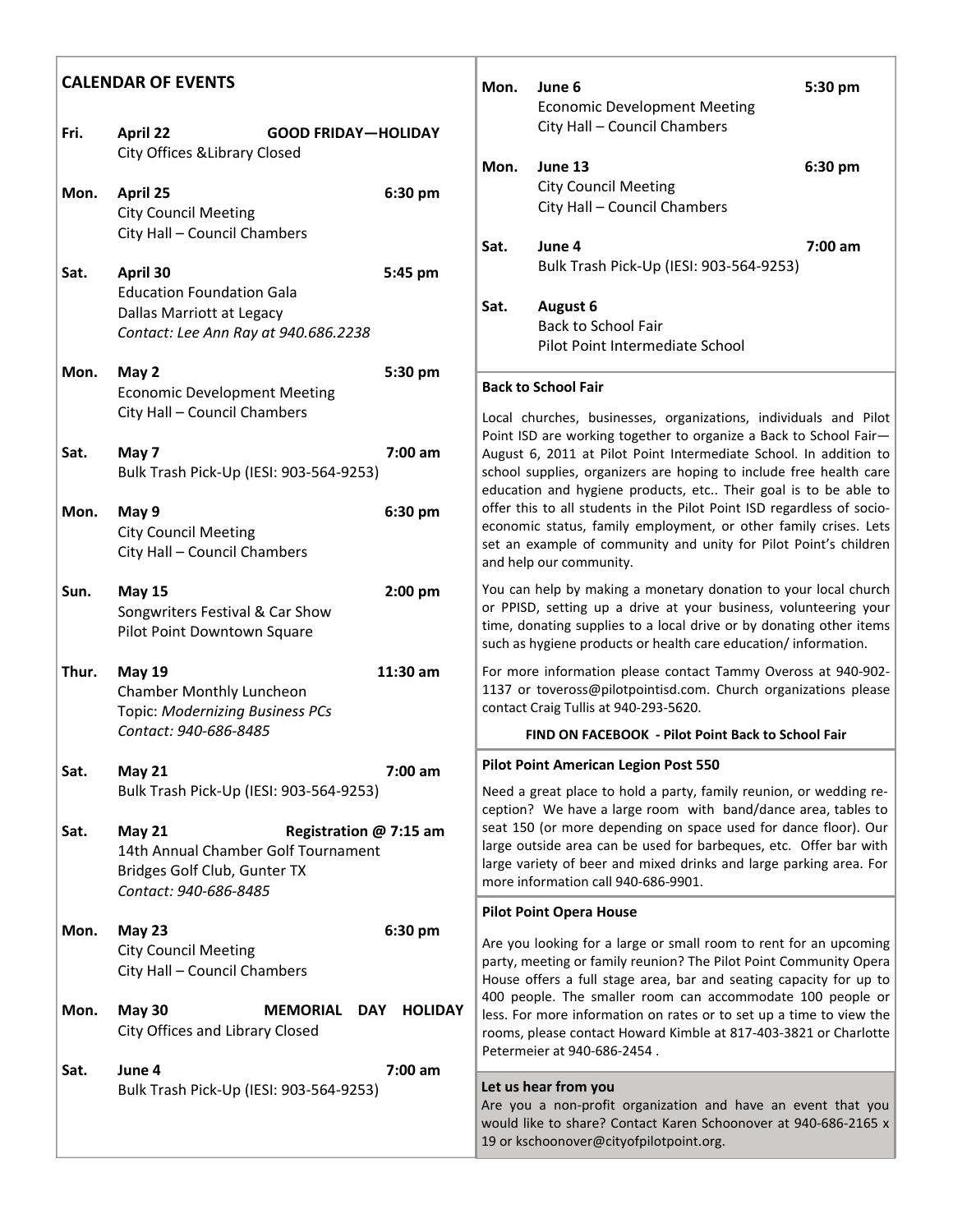## CALENDAR OF EVENTS

**Fri.** **April 22** **GOOD FRIDAY—HOLIDAY**
City Offices &Library Closed

**Mon.** **April 25** **6:30 pm**
City Council Meeting
City Hall – Council Chambers

**Sat.** **April 30** **5:45 pm**
Education Foundation Gala
Dallas Marriott at Legacy
*Contact: Lee Ann Ray at 940.686.2238*

**Mon.** **May 2** **5:30 pm**
Economic Development Meeting
City Hall – Council Chambers

**Sat.** **May 7** **7:00 am**
Bulk Trash Pick-Up (IESI: 903-564-9253)

**Mon.** **May 9** **6:30 pm**
City Council Meeting
City Hall – Council Chambers

**Sun.** **May 15** **2:00 pm**
Songwriters Festival & Car Show
Pilot Point Downtown Square

**Thur.** **May 19** **11:30 am**
Chamber Monthly Luncheon
Topic: *Modernizing Business PCs*
*Contact: 940-686-8485*

**Sat.** **May 21** **7:00 am**
Bulk Trash Pick-Up (IESI: 903-564-9253)

**Sat.** **May 21** **Registration @ 7:15 am**
14th Annual Chamber Golf Tournament
Bridges Golf Club, Gunter TX
*Contact: 940-686-8485*

**Mon.** **May 23** **6:30 pm**
City Council Meeting
City Hall – Council Chambers

**Mon.** **May 30** **MEMORIAL DAY HOLIDAY**
City Offices and Library Closed

**Sat.** **June 4** **7:00 am**
Bulk Trash Pick-Up (IESI: 903-564-9253)

**Mon.** **June 6** **5:30 pm**
Economic Development Meeting
City Hall – Council Chambers

**Mon.** **June 13** **6:30 pm**
City Council Meeting
City Hall – Council Chambers

**Sat.** **June 4** **7:00 am**
Bulk Trash Pick-Up (IESI: 903-564-9253)

**Sat.** **August 6**
Back to School Fair
Pilot Point Intermediate School

### Back to School Fair

Local churches, businesses, organizations, individuals and Pilot Point ISD are working together to organize a Back to School Fair—August 6, 2011 at Pilot Point Intermediate School. In addition to school supplies, organizers are hoping to include free health care education and hygiene products, etc.. Their goal is to be able to offer this to all students in the Pilot Point ISD regardless of socio-economic status, family employment, or other family crises. Lets set an example of community and unity for Pilot Point's children and help our community.

You can help by making a monetary donation to your local church or PPISD, setting up a drive at your business, volunteering your time, donating supplies to a local drive or by donating other items such as hygiene products or health care education/ information.

For more information please contact Tammy Oveross at 940-902-1137 or toveross@pilotpointisd.com. Church organizations please contact Craig Tullis at 940-293-5620.

**FIND ON FACEBOOK - Pilot Point Back to School Fair**

### Pilot Point American Legion Post 550

Need a great place to hold a party, family reunion, or wedding reception? We have a large room with band/dance area, tables to seat 150 (or more depending on space used for dance floor). Our large outside area can be used for barbeques, etc. Offer bar with large variety of beer and mixed drinks and large parking area. For more information call 940-686-9901.

### Pilot Point Opera House

Are you looking for a large or small room to rent for an upcoming party, meeting or family reunion? The Pilot Point Community Opera House offers a full stage area, bar and seating capacity for up to 400 people. The smaller room can accommodate 100 people or less. For more information on rates or to set up a time to view the rooms, please contact Howard Kimble at 817-403-3821 or Charlotte Petermeier at 940-686-2454 .

### Let us hear from you

Are you a non-profit organization and have an event that you would like to share? Contact Karen Schoonover at 940-686-2165 x 19 or kschoonover@cityofpilotpoint.org.